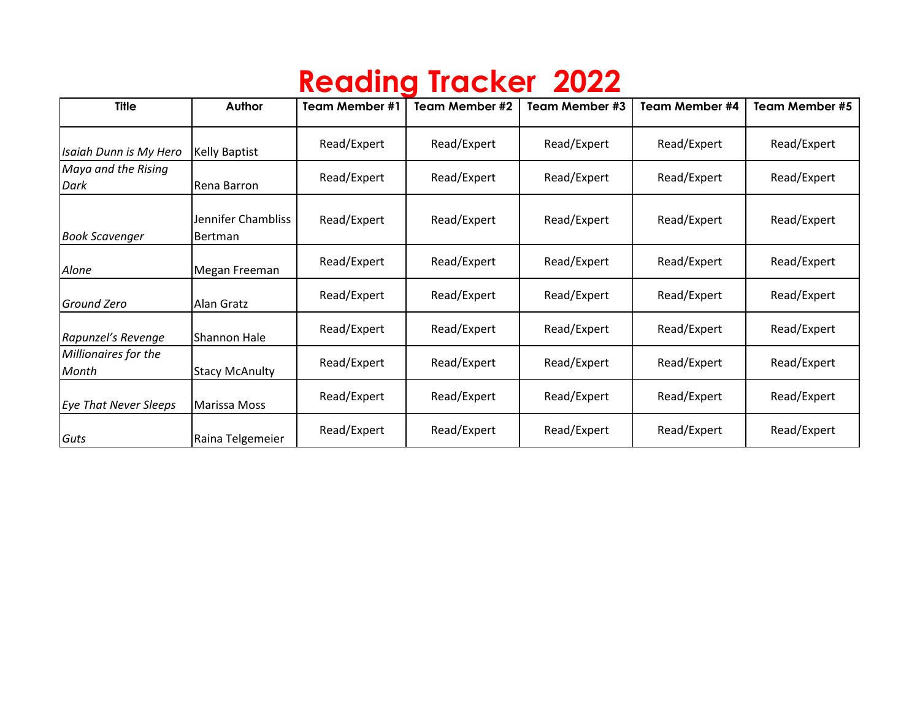# Reading Tracker 2022

| Title | Author | Team Member #1 | Team Member #2 | Team Member #3 | Team Member #4 | Team Member #5 |
|---|---|---|---|---|---|---|
| *Isaiah Dunn is My Hero* | Kelly Baptist | Read/Expert | Read/Expert | Read/Expert | Read/Expert | Read/Expert |
| *Maya and the Rising Dark* | Rena Barron | Read/Expert | Read/Expert | Read/Expert | Read/Expert | Read/Expert |
| *Book Scavenger* | Jennifer Chambliss Bertman | Read/Expert | Read/Expert | Read/Expert | Read/Expert | Read/Expert |
| *Alone* | Megan Freeman | Read/Expert | Read/Expert | Read/Expert | Read/Expert | Read/Expert |
| *Ground Zero* | Alan Gratz | Read/Expert | Read/Expert | Read/Expert | Read/Expert | Read/Expert |
| *Rapunzel's Revenge* | Shannon Hale | Read/Expert | Read/Expert | Read/Expert | Read/Expert | Read/Expert |
| *Millionaires for the Month* | Stacy McAnulty | Read/Expert | Read/Expert | Read/Expert | Read/Expert | Read/Expert |
| *Eye That Never Sleeps* | Marissa Moss | Read/Expert | Read/Expert | Read/Expert | Read/Expert | Read/Expert |
| *Guts* | Raina Telgemeier | Read/Expert | Read/Expert | Read/Expert | Read/Expert | Read/Expert |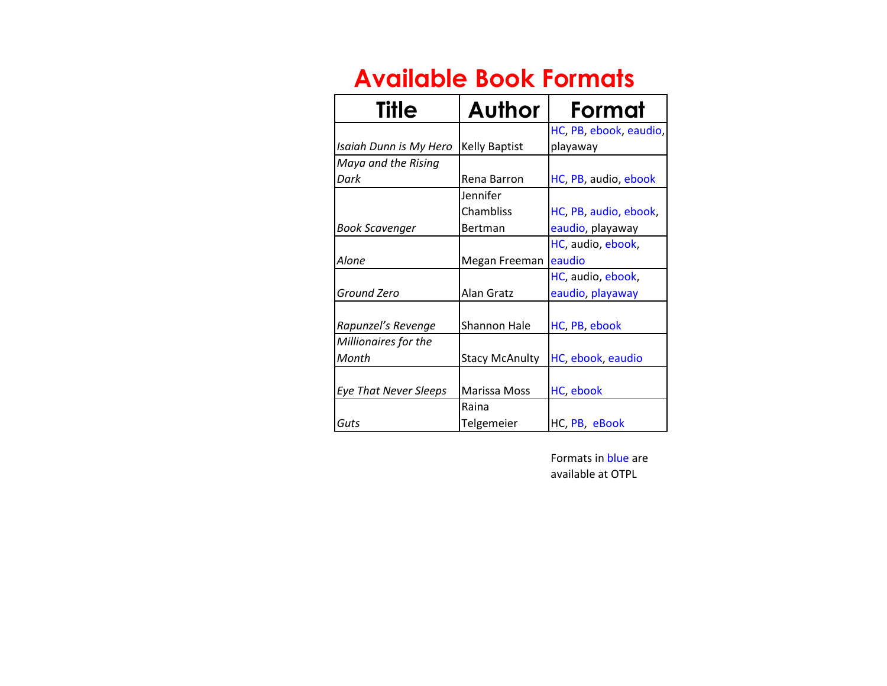# Available Book Formats

| Title | Author | Format |
|---|---|---|
| *Isaiah Dunn is My Hero* | Kelly Baptist | HC, PB, ebook, eaudio, playaway |
| *Maya and the Rising Dark* | Rena Barron | HC, PB, audio, ebook |
| *Book Scavenger* | Jennifer Chambliss Bertman | HC, PB, audio, ebook, eaudio, playaway |
| *Alone* | Megan Freeman | HC, audio, ebook, eaudio |
| *Ground Zero* | Alan Gratz | HC, audio, ebook, eaudio, playaway |
| *Rapunzel's Revenge* | Shannon Hale | HC, PB, ebook |
| *Millionaires for the Month* | Stacy McAnulty | HC, ebook, eaudio |
| *Eye That Never Sleeps* | Marissa Moss | HC, ebook |
| *Guts* | Raina Telgemeier | HC, PB, eBook |

Formats in blue are available at OTPL